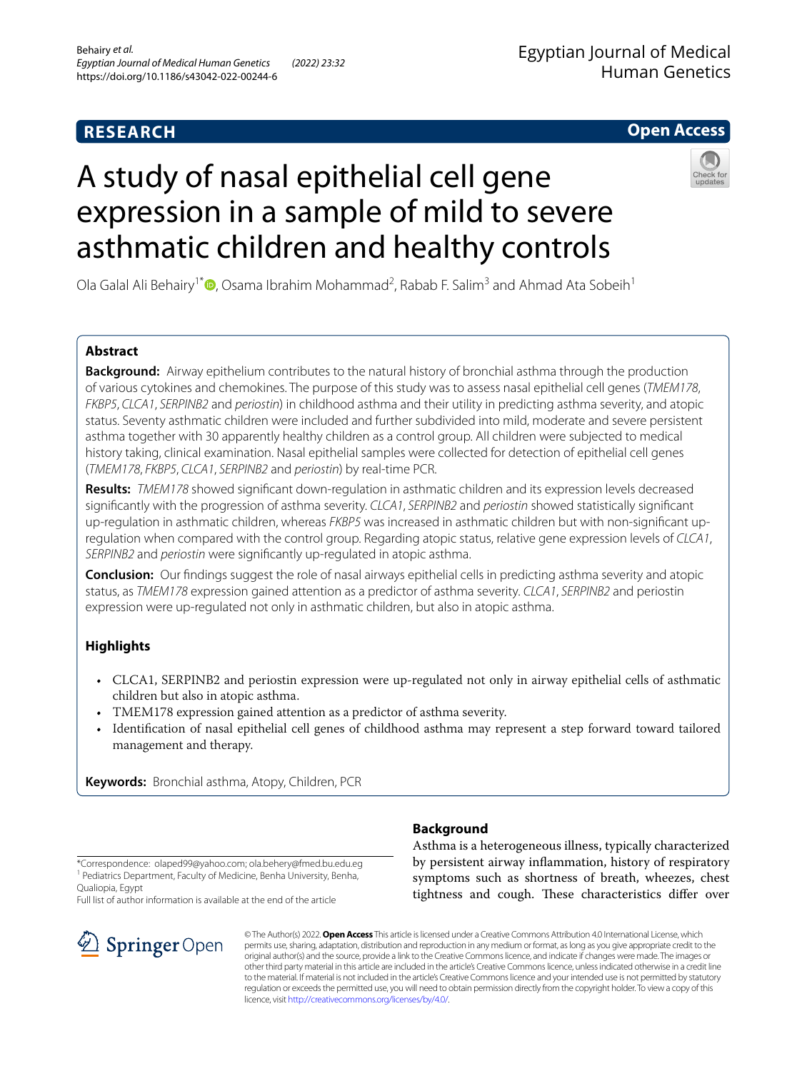**RESEARCH** **Open Access**

# A study of nasal epithelial cell gene expression in a sample of mild to severe asthmatic children and healthy controls

Ola Galal Ali Behairy[1*], Osama Ibrahim Mohammad[2], Rabab F. Salim[3] and Ahmad Ata Sobeih[1]

## Abstract

**Background:** Airway epithelium contributes to the natural history of bronchial asthma through the production of various cytokines and chemokines. The purpose of this study was to assess nasal epithelial cell genes (*TMEM178*, *FKBP5*, *CLCA1*, *SERPINB2* and *periostin*) in childhood asthma and their utility in predicting asthma severity, and atopic status. Seventy asthmatic children were included and further subdivided into mild, moderate and severe persistent asthma together with 30 apparently healthy children as a control group. All children were subjected to medical history taking, clinical examination. Nasal epithelial samples were collected for detection of epithelial cell genes (*TMEM178*, *FKBP5*, *CLCA1*, *SERPINB2* and *periostin*) by real-time PCR.

**Results:** *TMEM178* showed significant down-regulation in asthmatic children and its expression levels decreased significantly with the progression of asthma severity. *CLCA1*, *SERPINB2* and *periostin* showed statistically significant up-regulation in asthmatic children, whereas *FKBP5* was increased in asthmatic children but with non-significant up-regulation when compared with the control group. Regarding atopic status, relative gene expression levels of *CLCA1*, *SERPINB2* and *periostin* were significantly up-regulated in atopic asthma.

**Conclusion:** Our findings suggest the role of nasal airways epithelial cells in predicting asthma severity and atopic status, as *TMEM178* expression gained attention as a predictor of asthma severity. *CLCA1*, *SERPINB2* and periostin expression were up-regulated not only in asthmatic children, but also in atopic asthma.

## Highlights

- CLCA1, SERPINB2 and periostin expression were up-regulated not only in airway epithelial cells of asthmatic children but also in atopic asthma.
- TMEM178 expression gained attention as a predictor of asthma severity.
- Identification of nasal epithelial cell genes of childhood asthma may represent a step forward toward tailored management and therapy.

**Keywords:** Bronchial asthma, Atopy, Children, PCR

*Correspondence: olaped99@yahoo.com; ola.behery@fmed.bu.edu.eg
[1] Pediatrics Department, Faculty of Medicine, Benha University, Benha, Qualiopia, Egypt
Full list of author information is available at the end of the article

## Background

Asthma is a heterogeneous illness, typically characterized by persistent airway inflammation, history of respiratory symptoms such as shortness of breath, wheezes, chest tightness and cough. These characteristics differ over

© The Author(s) 2022. **Open Access** This article is licensed under a Creative Commons Attribution 4.0 International License, which permits use, sharing, adaptation, distribution and reproduction in any medium or format, as long as you give appropriate credit to the original author(s) and the source, provide a link to the Creative Commons licence, and indicate if changes were made. The images or other third party material in this article are included in the article's Creative Commons licence, unless indicated otherwise in a credit line to the material. If material is not included in the article's Creative Commons licence and your intended use is not permitted by statutory regulation or exceeds the permitted use, you will need to obtain permission directly from the copyright holder. To view a copy of this licence, visit http://creativecommons.org/licenses/by/4.0/.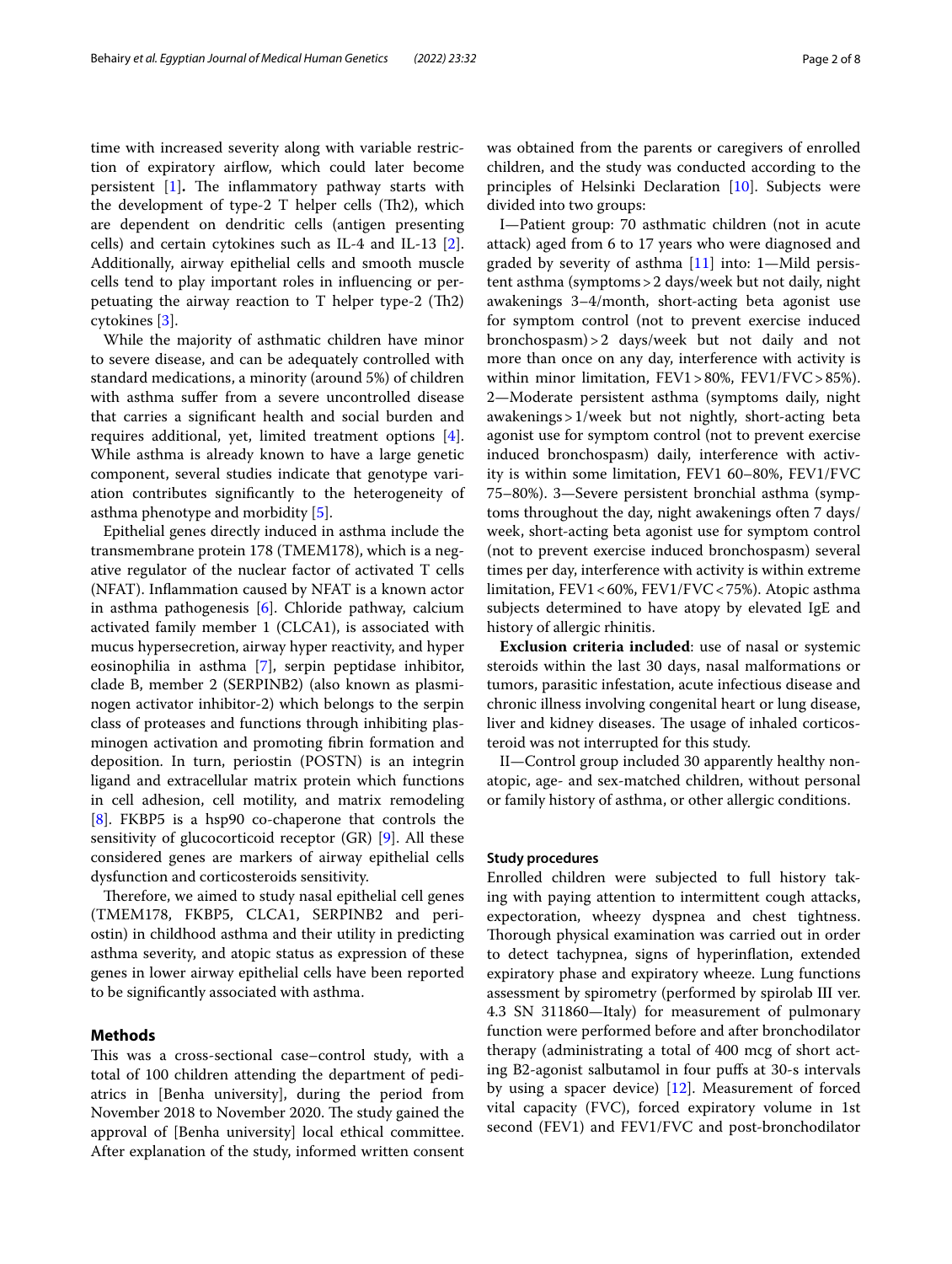time with increased severity along with variable restriction of expiratory airflow, which could later become persistent [1]**.** The inflammatory pathway starts with the development of type-2 T helper cells (Th2), which are dependent on dendritic cells (antigen presenting cells) and certain cytokines such as IL-4 and IL-13 [2]. Additionally, airway epithelial cells and smooth muscle cells tend to play important roles in influencing or perpetuating the airway reaction to T helper type-2 (Th2) cytokines [3].

While the majority of asthmatic children have minor to severe disease, and can be adequately controlled with standard medications, a minority (around 5%) of children with asthma suffer from a severe uncontrolled disease that carries a significant health and social burden and requires additional, yet, limited treatment options [4]. While asthma is already known to have a large genetic component, several studies indicate that genotype variation contributes significantly to the heterogeneity of asthma phenotype and morbidity [5].

Epithelial genes directly induced in asthma include the transmembrane protein 178 (TMEM178), which is a negative regulator of the nuclear factor of activated T cells (NFAT). Inflammation caused by NFAT is a known actor in asthma pathogenesis [6]. Chloride pathway, calcium activated family member 1 (CLCA1), is associated with mucus hypersecretion, airway hyper reactivity, and hyper eosinophilia in asthma [7], serpin peptidase inhibitor, clade B, member 2 (SERPINB2) (also known as plasminogen activator inhibitor-2) which belongs to the serpin class of proteases and functions through inhibiting plasminogen activation and promoting fibrin formation and deposition. In turn, periostin (POSTN) is an integrin ligand and extracellular matrix protein which functions in cell adhesion, cell motility, and matrix remodeling [8]. FKBP5 is a hsp90 co-chaperone that controls the sensitivity of glucocorticoid receptor (GR) [9]. All these considered genes are markers of airway epithelial cells dysfunction and corticosteroids sensitivity.

Therefore, we aimed to study nasal epithelial cell genes (TMEM178, FKBP5, CLCA1, SERPINB2 and periostin) in childhood asthma and their utility in predicting asthma severity, and atopic status as expression of these genes in lower airway epithelial cells have been reported to be significantly associated with asthma.

## Methods

This was a cross-sectional case–control study, with a total of 100 children attending the department of pediatrics in [Benha university], during the period from November 2018 to November 2020. The study gained the approval of [Benha university] local ethical committee. After explanation of the study, informed written consent was obtained from the parents or caregivers of enrolled children, and the study was conducted according to the principles of Helsinki Declaration [10]. Subjects were divided into two groups:

I—Patient group: 70 asthmatic children (not in acute attack) aged from 6 to 17 years who were diagnosed and graded by severity of asthma [11] into: 1—Mild persistent asthma (symptoms > 2 days/week but not daily, night awakenings 3–4/month, short-acting beta agonist use for symptom control (not to prevent exercise induced bronchospasm) > 2 days/week but not daily and not more than once on any day, interference with activity is within minor limitation, FEV1 > 80%, FEV1/FVC > 85%). 2—Moderate persistent asthma (symptoms daily, night awakenings > 1/week but not nightly, short-acting beta agonist use for symptom control (not to prevent exercise induced bronchospasm) daily, interference with activity is within some limitation, FEV1 60–80%, FEV1/FVC 75–80%). 3—Severe persistent bronchial asthma (symptoms throughout the day, night awakenings often 7 days/week, short-acting beta agonist use for symptom control (not to prevent exercise induced bronchospasm) several times per day, interference with activity is within extreme limitation, FEV1 < 60%, FEV1/FVC < 75%). Atopic asthma subjects determined to have atopy by elevated IgE and history of allergic rhinitis.

**Exclusion criteria included**: use of nasal or systemic steroids within the last 30 days, nasal malformations or tumors, parasitic infestation, acute infectious disease and chronic illness involving congenital heart or lung disease, liver and kidney diseases. The usage of inhaled corticosteroid was not interrupted for this study.

II—Control group included 30 apparently healthy non-atopic, age- and sex-matched children, without personal or family history of asthma, or other allergic conditions.

### Study procedures

Enrolled children were subjected to full history taking with paying attention to intermittent cough attacks, expectoration, wheezy dyspnea and chest tightness. Thorough physical examination was carried out in order to detect tachypnea, signs of hyperinflation, extended expiratory phase and expiratory wheeze. Lung functions assessment by spirometry (performed by spirolab III ver. 4.3 SN 311860—Italy) for measurement of pulmonary function were performed before and after bronchodilator therapy (administrating a total of 400 mcg of short acting B2-agonist salbutamol in four puffs at 30-s intervals by using a spacer device) [12]. Measurement of forced vital capacity (FVC), forced expiratory volume in 1st second (FEV1) and FEV1/FVC and post-bronchodilator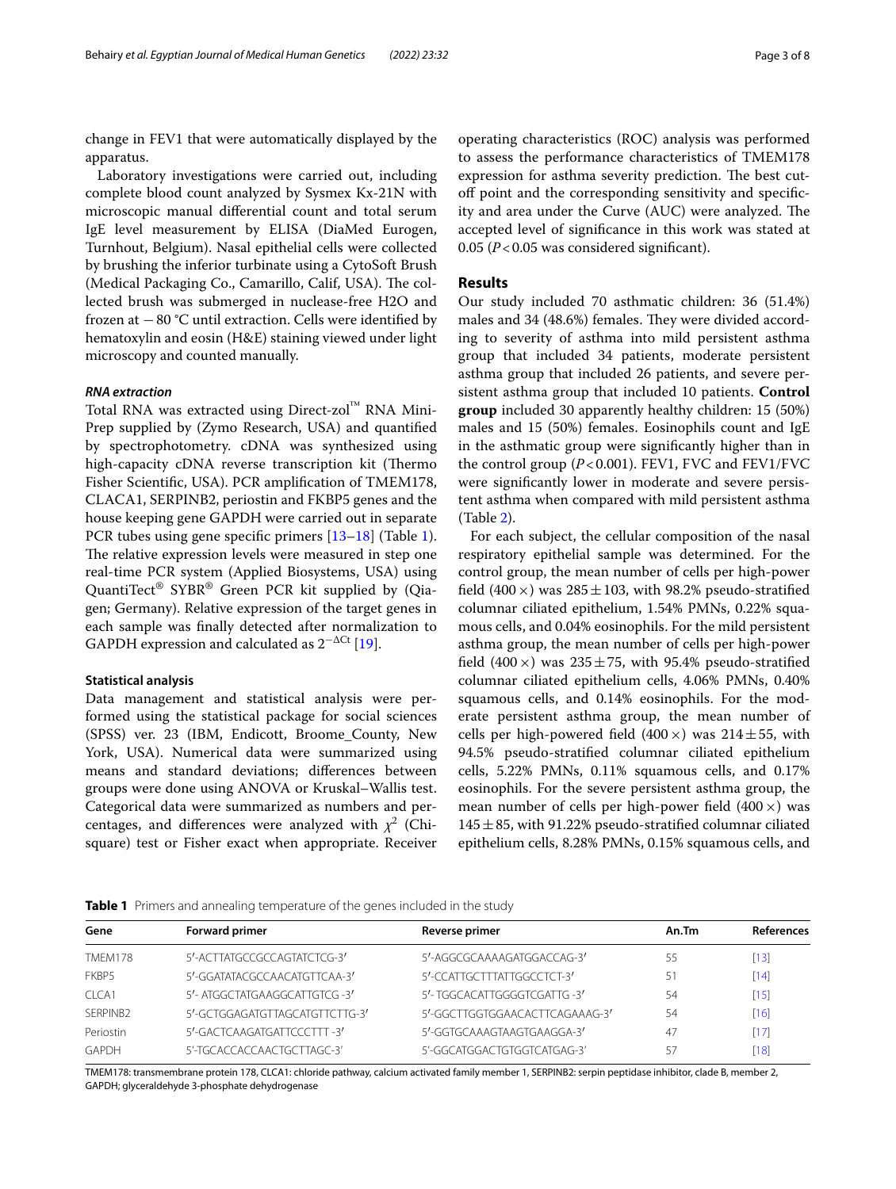change in FEV1 that were automatically displayed by the apparatus.

Laboratory investigations were carried out, including complete blood count analyzed by Sysmex Kx-21N with microscopic manual differential count and total serum IgE level measurement by ELISA (DiaMed Eurogen, Turnhout, Belgium). Nasal epithelial cells were collected by brushing the inferior turbinate using a CytoSoft Brush (Medical Packaging Co., Camarillo, Calif, USA). The collected brush was submerged in nuclease-free H2O and frozen at −80 °C until extraction. Cells were identified by hematoxylin and eosin (H&E) staining viewed under light microscopy and counted manually.

#### *RNA extraction*

Total RNA was extracted using Direct-zol™ RNA Mini-Prep supplied by (Zymo Research, USA) and quantified by spectrophotometry. cDNA was synthesized using high-capacity cDNA reverse transcription kit (Thermo Fisher Scientific, USA). PCR amplification of TMEM178, CLACA1, SERPINB2, periostin and FKBP5 genes and the house keeping gene GAPDH were carried out in separate PCR tubes using gene specific primers [13–18] (Table 1). The relative expression levels were measured in step one real-time PCR system (Applied Biosystems, USA) using QuantiTect® SYBR® Green PCR kit supplied by (Qiagen; Germany). Relative expression of the target genes in each sample was finally detected after normalization to GAPDH expression and calculated as $2^{-\Delta Ct}$ [19].

#### Statistical analysis

Data management and statistical analysis were performed using the statistical package for social sciences (SPSS) ver. 23 (IBM, Endicott, Broome_County, New York, USA). Numerical data were summarized using means and standard deviations; differences between groups were done using ANOVA or Kruskal–Wallis test. Categorical data were summarized as numbers and percentages, and differences were analyzed with $\chi^2$ (Chi-square) test or Fisher exact when appropriate. Receiver operating characteristics (ROC) analysis was performed to assess the performance characteristics of TMEM178 expression for asthma severity prediction. The best cut-off point and the corresponding sensitivity and specificity and area under the Curve (AUC) were analyzed. The accepted level of significance in this work was stated at 0.05 ($P<0.05$ was considered significant).

## Results

Our study included 70 asthmatic children: 36 (51.4%) males and 34 (48.6%) females. They were divided according to severity of asthma into mild persistent asthma group that included 34 patients, moderate persistent asthma group that included 26 patients, and severe persistent asthma group that included 10 patients. **Control group** included 30 apparently healthy children: 15 (50%) males and 15 (50%) females. Eosinophils count and IgE in the asthmatic group were significantly higher than in the control group ($P<0.001$). FEV1, FVC and FEV1/FVC were significantly lower in moderate and severe persistent asthma when compared with mild persistent asthma (Table 2).

For each subject, the cellular composition of the nasal respiratory epithelial sample was determined. For the control group, the mean number of cells per high-power field (400 ×) was 285 ± 103, with 98.2% pseudo-stratified columnar ciliated epithelium, 1.54% PMNs, 0.22% squamous cells, and 0.04% eosinophils. For the mild persistent asthma group, the mean number of cells per high-power field (400 ×) was 235 ± 75, with 95.4% pseudo-stratified columnar ciliated epithelium cells, 4.06% PMNs, 0.40% squamous cells, and 0.14% eosinophils. For the moderate persistent asthma group, the mean number of cells per high-powered field (400 ×) was 214 ± 55, with 94.5% pseudo-stratified columnar ciliated epithelium cells, 5.22% PMNs, 0.11% squamous cells, and 0.17% eosinophils. For the severe persistent asthma group, the mean number of cells per high-power field (400 ×) was 145 ± 85, with 91.22% pseudo-stratified columnar ciliated epithelium cells, 8.28% PMNs, 0.15% squamous cells, and

**Table 1** Primers and annealing temperature of the genes included in the study

| Gene | Forward primer | Reverse primer | An.Tm | References |
|---|---|---|---|---|
| TMEM178 | 5′-ACTTATGCCGCCAGTATCTCG-3′ | 5′-AGGCGCAAAAGATGGACCAG-3′ | 55 | [13] |
| FKBP5 | 5′-GGATATACGCCAACATGTTCAA-3′ | 5′-CCATTGCTTTATTGGCCTCT-3′ | 51 | [14] |
| CLCA1 | 5′- ATGGCTATGAAGGCATTGTCG -3′ | 5′- TGGCACATTGGGGTCGATTG -3′ | 54 | [15] |
| SERPINB2 | 5′-GCTGGAGATGTTAGCATGTTCTTG-3′ | 5′-GGCTTGGTGGAACACTTCAGAAAG-3′ | 54 | [16] |
| Periostin | 5′-GACTCAAGATGATTCCCTTT -3′ | 5′-GGTGCAAAGTAAGTGAAGGA-3′ | 47 | [17] |
| GAPDH | 5′-TGCACCACCAACTGCTTAGC-3′ | 5′-GGCATGGACTGTGGTCATGAG-3′ | 57 | [18] |

TMEM178: transmembrane protein 178, CLCA1: chloride pathway, calcium activated family member 1, SERPINB2: serpin peptidase inhibitor, clade B, member 2, GAPDH; glyceraldehyde 3-phosphate dehydrogenase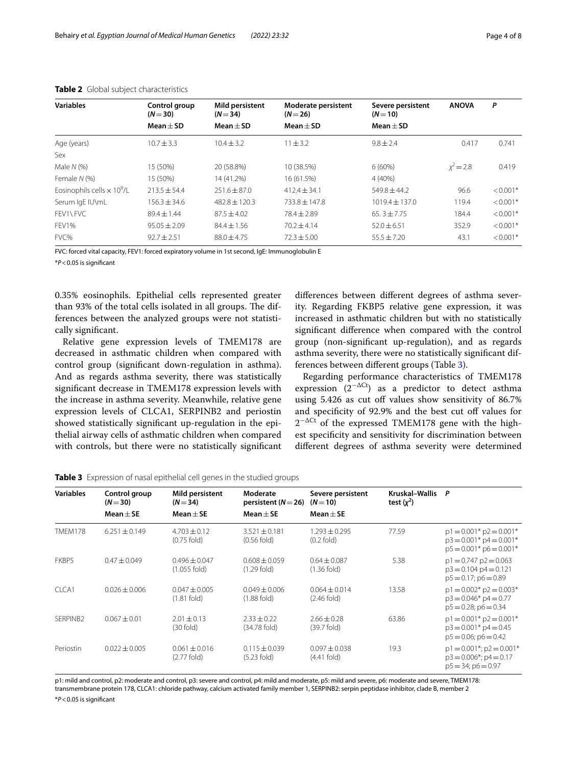**Table 2** Global subject characteristics

| Variables | Control group (N = 30) | Mild persistent (N = 34) | Moderate persistent (N = 26) | Severe persistent (N = 10) | ANOVA | P |
|---|---|---|---|---|---|---|
| | Mean ± SD | Mean ± SD | Mean ± SD | Mean ± SD | | |
| Age (years) | 10.7 ± 3.3 | 10.4 ± 3.2 | 11 ± 3.2 | 9.8 ± 2.4 | 0.417 | 0.741 |
| Sex | | | | | | |
| Male N (%) | 15 (50%) | 20 (58.8%) | 10 (38.5%) | 6 (60%) | $\chi^2 = 2.8$ | 0.419 |
| Female N (%) | 15 (50%) | 14 (41.2%) | 16 (61.5%) | 4 (40%) | | |
| Eosinophils cells × $10^9$/L | 213.5 ± 54.4 | 251.6 ± 87.0 | 412.4 ± 34.1 | 549.8 ± 44.2 | 96.6 | < 0.001* |
| Serum IgE IU\mL | 156.3 ± 34.6 | 482.8 ± 120.3 | 733.8 ± 147.8 | 1019.4 ± 137.0 | 119.4 | < 0.001* |
| FEV1\ FVC | 89.4 ± 1.44 | 87.5 ± 4.02 | 78.4 ± 2.89 | 65. 3 ± 7.75 | 184.4 | < 0.001* |
| FEV1% | 95.05 ± 2.09 | 84.4 ± 1.56 | 70.2 ± 4.14 | 52.0 ± 6.51 | 352.9 | < 0.001* |
| FVC% | 92.7 ± 2.51 | 88.0 ± 4.75 | 72.3 ± 5.00 | 55.5 ± 7.20 | 43.1 | < 0.001* |

FVC: forced vital capacity, FEV1: forced expiratory volume in 1st second, IgE: Immunoglobulin E

*P < 0.05 is significant

0.35% eosinophils. Epithelial cells represented greater than 93% of the total cells isolated in all groups. The differences between the analyzed groups were not statistically significant.

Relative gene expression levels of TMEM178 are decreased in asthmatic children when compared with control group (significant down-regulation in asthma). And as regards asthma severity, there was statistically significant decrease in TMEM178 expression levels with the increase in asthma severity. Meanwhile, relative gene expression levels of CLCA1, SERPINB2 and periostin showed statistically significant up-regulation in the epithelial airway cells of asthmatic children when compared with controls, but there were no statistically significant differences between different degrees of asthma severity. Regarding FKBP5 relative gene expression, it was increased in asthmatic children but with no statistically significant difference when compared with the control group (non-significant up-regulation), and as regards asthma severity, there were no statistically significant differences between different groups (Table 3).

Regarding performance characteristics of TMEM178 expression ($2^{-\Delta Ct}$) as a predictor to detect asthma using 5.426 as cut off values show sensitivity of 86.7% and specificity of 92.9% and the best cut off values for $2^{-\Delta Ct}$ of the expressed TMEM178 gene with the highest specificity and sensitivity for discrimination between different degrees of asthma severity were determined

**Table 3** Expression of nasal epithelial cell genes in the studied groups

| Variables | Control group (N = 30) | Mild persistent (N = 34) | Moderate persistent (N = 26) | Severe persistent (N = 10) | Kruskal–Wallis test ($\chi^2$) | P |
|---|---|---|---|---|---|---|
| | Mean ± SE | Mean ± SE | Mean ± SE | Mean ± SE | | |
| TMEM178 | 6.251 ± 0.149 | 4.703 ± 0.12 (0.75 fold) | 3.521 ± 0.181 (0.56 fold) | 1.293 ± 0.295 (0.2 fold) | 77.59 | p1 = 0.001* p2 = 0.001* p3 = 0.001* p4 = 0.001* p5 = 0.001* p6 = 0.001* |
| FKBP5 | 0.47 ± 0.049 | 0.496 ± 0.047 (1.055 fold) | 0.608 ± 0.059 (1.29 fold) | 0.64 ± 0.087 (1.36 fold) | 5.38 | p1 = 0.747 p2 = 0.063 p3 = 0.104 p4 = 0.121 p5 = 0.17; p6 = 0.89 |
| CLCA1 | 0.026 ± 0.006 | 0.047 ± 0.005 (1.81 fold) | 0.049 ± 0.006 (1.88 fold) | 0.064 ± 0.014 (2.46 fold) | 13.58 | p1 = 0.002* p2 = 0.003* p3 = 0.046* p4 = 0.77 p5 = 0.28; p6 = 0.34 |
| SERPINB2 | 0.067 ± 0.01 | 2.01 ± 0.13 (30 fold) | 2.33 ± 0.22 (34.78 fold) | 2.66 ± 0.28 (39.7 fold) | 63.86 | p1 = 0.001* p2 = 0.001* p3 = 0.001* p4 = 0.45 p5 = 0.06; p6 = 0.42 |
| Periostin | 0.022 ± 0.005 | 0.061 ± 0.016 (2.77 fold) | 0.115 ± 0.039 (5.23 fold) | 0.097 ± 0.038 (4.41 fold) | 19.3 | p1 = 0.001*; p2 = 0.001* p3 = 0.006*; p4 = 0.17 p5 = 34; p6 = 0.97 |

p1: mild and control, p2: moderate and control, p3: severe and control, p4: mild and moderate, p5: mild and severe, p6: moderate and severe, TMEM178: transmembrane protein 178, CLCA1: chloride pathway, calcium activated family member 1, SERPINB2: serpin peptidase inhibitor, clade B, member 2

*P < 0.05 is significant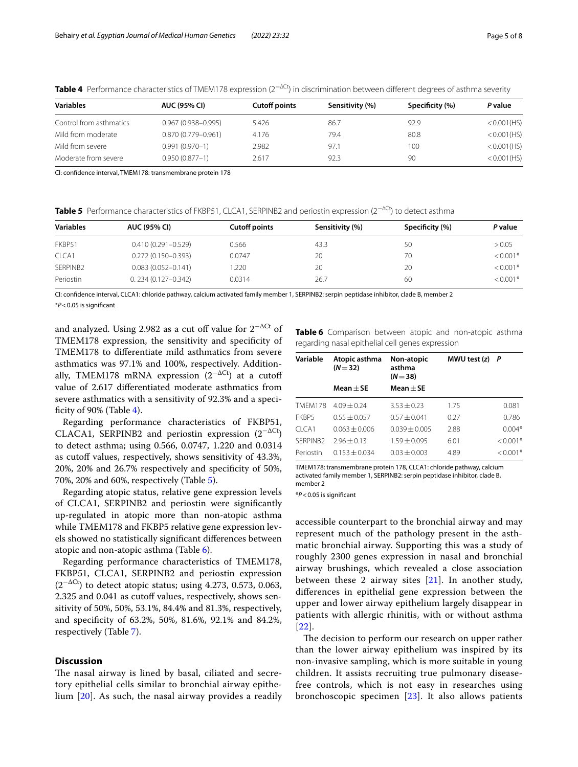**Table 4** Performance characteristics of TMEM178 expression ($2^{-\Delta Ct}$) in discrimination between different degrees of asthma severity

| Variables | AUC (95% CI) | Cutoff points | Sensitivity (%) | Specificity (%) | *P* value |
|---|---|---|---|---|---|
| Control from asthmatics | 0.967 (0.938–0.995) | 5.426 | 86.7 | 92.9 | <0.001(HS) |
| Mild from moderate | 0.870 (0.779–0.961) | 4.176 | 79.4 | 80.8 | <0.001(HS) |
| Mild from severe | 0.991 (0.970–1) | 2.982 | 97.1 | 100 | <0.001(HS) |
| Moderate from severe | 0.950 (0.877–1) | 2.617 | 92.3 | 90 | <0.001(HS) |

CI: confidence interval, TMEM178: transmembrane protein 178

**Table 5** Performance characteristics of FKBP51, CLCA1, SERPINB2 and periostin expression ($2^{-\Delta Ct}$) to detect asthma

| Variables | AUC (95% CI) | Cutoff points | Sensitivity (%) | Specificity (%) | *P* value |
|---|---|---|---|---|---|
| FKBP51 | 0.410 (0.291–0.529) | 0.566 | 43.3 | 50 | >0.05 |
| CLCA1 | 0.272 (0.150–0.393) | 0.0747 | 20 | 70 | <0.001* |
| SERPINB2 | 0.083 (0.052–0.141) | 1.220 | 20 | 20 | <0.001* |
| Periostin | 0. 234 (0.127–0.342) | 0.0314 | 26.7 | 60 | <0.001* |

CI: confidence interval, CLCA1: chloride pathway, calcium activated family member 1, SERPINB2: serpin peptidase inhibitor, clade B, member 2

*$P<0.05$ is significant

and analyzed. Using 2.982 as a cut off value for $2^{-\Delta Ct}$ of TMEM178 expression, the sensitivity and specificity of TMEM178 to differentiate mild asthmatics from severe asthmatics was 97.1% and 100%, respectively. Additionally, TMEM178 mRNA expression ($2^{-\Delta Ct}$) at a cutoff value of 2.617 differentiated moderate asthmatics from severe asthmatics with a sensitivity of 92.3% and a specificity of 90% (Table 4).

Regarding performance characteristics of FKBP51, CLACA1, SERPINB2 and periostin expression ($2^{-\Delta Ct}$) to detect asthma; using 0.566, 0.0747, 1.220 and 0.0314 as cutoff values, respectively, shows sensitivity of 43.3%, 20%, 20% and 26.7% respectively and specificity of 50%, 70%, 20% and 60%, respectively (Table 5).

Regarding atopic status, relative gene expression levels of CLCA1, SERPINB2 and periostin were significantly up-regulated in atopic more than non-atopic asthma while TMEM178 and FKBP5 relative gene expression levels showed no statistically significant differences between atopic and non-atopic asthma (Table 6).

Regarding performance characteristics of TMEM178, FKBP51, CLCA1, SERPINB2 and periostin expression ($2^{-\Delta Ct}$) to detect atopic status; using 4.273, 0.573, 0.063, 2.325 and 0.041 as cutoff values, respectively, shows sensitivity of 50%, 50%, 53.1%, 84.4% and 81.3%, respectively, and specificity of 63.2%, 50%, 81.6%, 92.1% and 84.2%, respectively (Table 7).

**Table 6** Comparison between atopic and non-atopic asthma regarding nasal epithelial cell genes expression

| Variable | Atopic asthma ($N=32$) Mean ± SE | Non-atopic asthma ($N=38$) Mean ± SE | MWU test (*z*) | *P* |
|---|---|---|---|---|
| TMEM178 | 4.09 ± 0.24 | 3.53 ± 0.23 | 1.75 | 0.081 |
| FKBP5 | 0.55 ± 0.057 | 0.57 ± 0.041 | 0.27 | 0.786 |
| CLCA1 | 0.063 ± 0.006 | 0.039 ± 0.005 | 2.88 | 0.004* |
| SERPINB2 | 2.96 ± 0.13 | 1.59 ± 0.095 | 6.01 | <0.001* |
| Periostin | 0.153 ± 0.034 | 0.03 ± 0.003 | 4.89 | <0.001* |

TMEM178: transmembrane protein 178, CLCA1: chloride pathway, calcium activated family member 1, SERPINB2: serpin peptidase inhibitor, clade B, member 2

*$P<0.05$ is significant

## Discussion

The nasal airway is lined by basal, ciliated and secretory epithelial cells similar to bronchial airway epithelium [20]. As such, the nasal airway provides a readily accessible counterpart to the bronchial airway and may represent much of the pathology present in the asthmatic bronchial airway. Supporting this was a study of roughly 2300 genes expression in nasal and bronchial airway brushings, which revealed a close association between these 2 airway sites [21]. In another study, differences in epithelial gene expression between the upper and lower airway epithelium largely disappear in patients with allergic rhinitis, with or without asthma [22].

The decision to perform our research on upper rather than the lower airway epithelium was inspired by its non-invasive sampling, which is more suitable in young children. It assists recruiting true pulmonary disease-free controls, which is not easy in researches using bronchoscopic specimen [23]. It also allows patients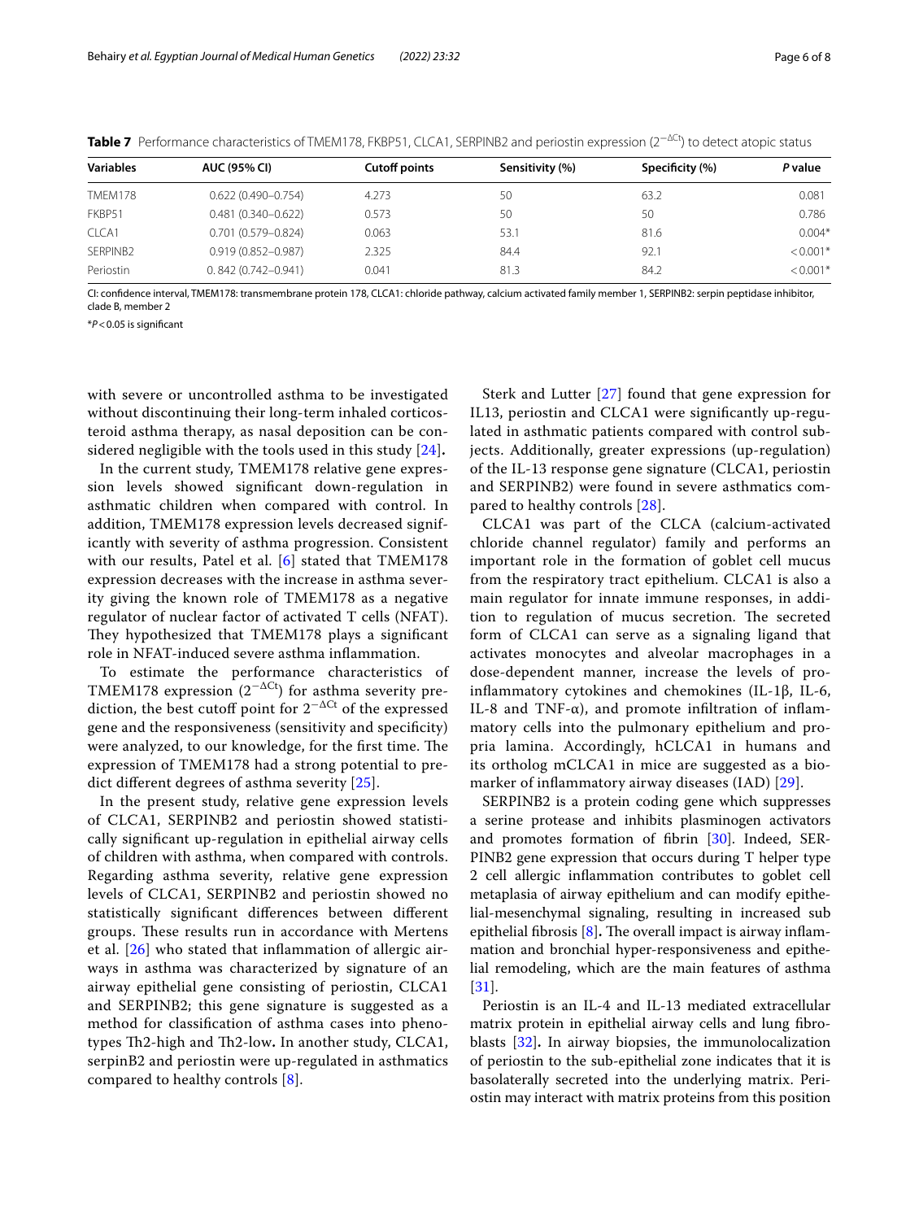**Table 7** Performance characteristics of TMEM178, FKBP51, CLCA1, SERPINB2 and periostin expression ($2^{-\Delta Ct}$) to detect atopic status

| Variables | AUC (95% CI) | Cutoff points | Sensitivity (%) | Specificity (%) | P value |
|---|---|---|---|---|---|
| TMEM178 | 0.622 (0.490–0.754) | 4.273 | 50 | 63.2 | 0.081 |
| FKBP51 | 0.481 (0.340–0.622) | 0.573 | 50 | 50 | 0.786 |
| CLCA1 | 0.701 (0.579–0.824) | 0.063 | 53.1 | 81.6 | 0.004* |
| SERPINB2 | 0.919 (0.852–0.987) | 2.325 | 84.4 | 92.1 | < 0.001* |
| Periostin | 0. 842 (0.742–0.941) | 0.041 | 81.3 | 84.2 | < 0.001* |

CI: confidence interval, TMEM178: transmembrane protein 178, CLCA1: chloride pathway, calcium activated family member 1, SERPINB2: serpin peptidase inhibitor, clade B, member 2

*$P < 0.05$ is significant

with severe or uncontrolled asthma to be investigated without discontinuing their long-term inhaled corticosteroid asthma therapy, as nasal deposition can be considered negligible with the tools used in this study [24].

In the current study, TMEM178 relative gene expression levels showed significant down-regulation in asthmatic children when compared with control. In addition, TMEM178 expression levels decreased significantly with severity of asthma progression. Consistent with our results, Patel et al. [6] stated that TMEM178 expression decreases with the increase in asthma severity giving the known role of TMEM178 as a negative regulator of nuclear factor of activated T cells (NFAT). They hypothesized that TMEM178 plays a significant role in NFAT-induced severe asthma inflammation.

To estimate the performance characteristics of TMEM178 expression ($2^{-\Delta Ct}$) for asthma severity prediction, the best cutoff point for $2^{-\Delta Ct}$ of the expressed gene and the responsiveness (sensitivity and specificity) were analyzed, to our knowledge, for the first time. The expression of TMEM178 had a strong potential to predict different degrees of asthma severity [25].

In the present study, relative gene expression levels of CLCA1, SERPINB2 and periostin showed statistically significant up-regulation in epithelial airway cells of children with asthma, when compared with controls. Regarding asthma severity, relative gene expression levels of CLCA1, SERPINB2 and periostin showed no statistically significant differences between different groups. These results run in accordance with Mertens et al. [26] who stated that inflammation of allergic airways in asthma was characterized by signature of an airway epithelial gene consisting of periostin, CLCA1 and SERPINB2; this gene signature is suggested as a method for classification of asthma cases into phenotypes Th2-high and Th2-low. In another study, CLCA1, serpinB2 and periostin were up-regulated in asthmatics compared to healthy controls [8].

Sterk and Lutter [27] found that gene expression for IL13, periostin and CLCA1 were significantly up-regulated in asthmatic patients compared with control subjects. Additionally, greater expressions (up-regulation) of the IL-13 response gene signature (CLCA1, periostin and SERPINB2) were found in severe asthmatics compared to healthy controls [28].

CLCA1 was part of the CLCA (calcium-activated chloride channel regulator) family and performs an important role in the formation of goblet cell mucus from the respiratory tract epithelium. CLCA1 is also a main regulator for innate immune responses, in addition to regulation of mucus secretion. The secreted form of CLCA1 can serve as a signaling ligand that activates monocytes and alveolar macrophages in a dose-dependent manner, increase the levels of pro-inflammatory cytokines and chemokines (IL-1β, IL-6, IL-8 and TNF-α), and promote infiltration of inflammatory cells into the pulmonary epithelium and propria lamina. Accordingly, hCLCA1 in humans and its ortholog mCLCA1 in mice are suggested as a biomarker of inflammatory airway diseases (IAD) [29].

SERPINB2 is a protein coding gene which suppresses a serine protease and inhibits plasminogen activators and promotes formation of fibrin [30]. Indeed, SERPINB2 gene expression that occurs during T helper type 2 cell allergic inflammation contributes to goblet cell metaplasia of airway epithelium and can modify epithelial-mesenchymal signaling, resulting in increased sub epithelial fibrosis [8]. The overall impact is airway inflammation and bronchial hyper-responsiveness and epithelial remodeling, which are the main features of asthma [31].

Periostin is an IL-4 and IL-13 mediated extracellular matrix protein in epithelial airway cells and lung fibroblasts [32]. In airway biopsies, the immunolocalization of periostin to the sub-epithelial zone indicates that it is basolaterally secreted into the underlying matrix. Periostin may interact with matrix proteins from this position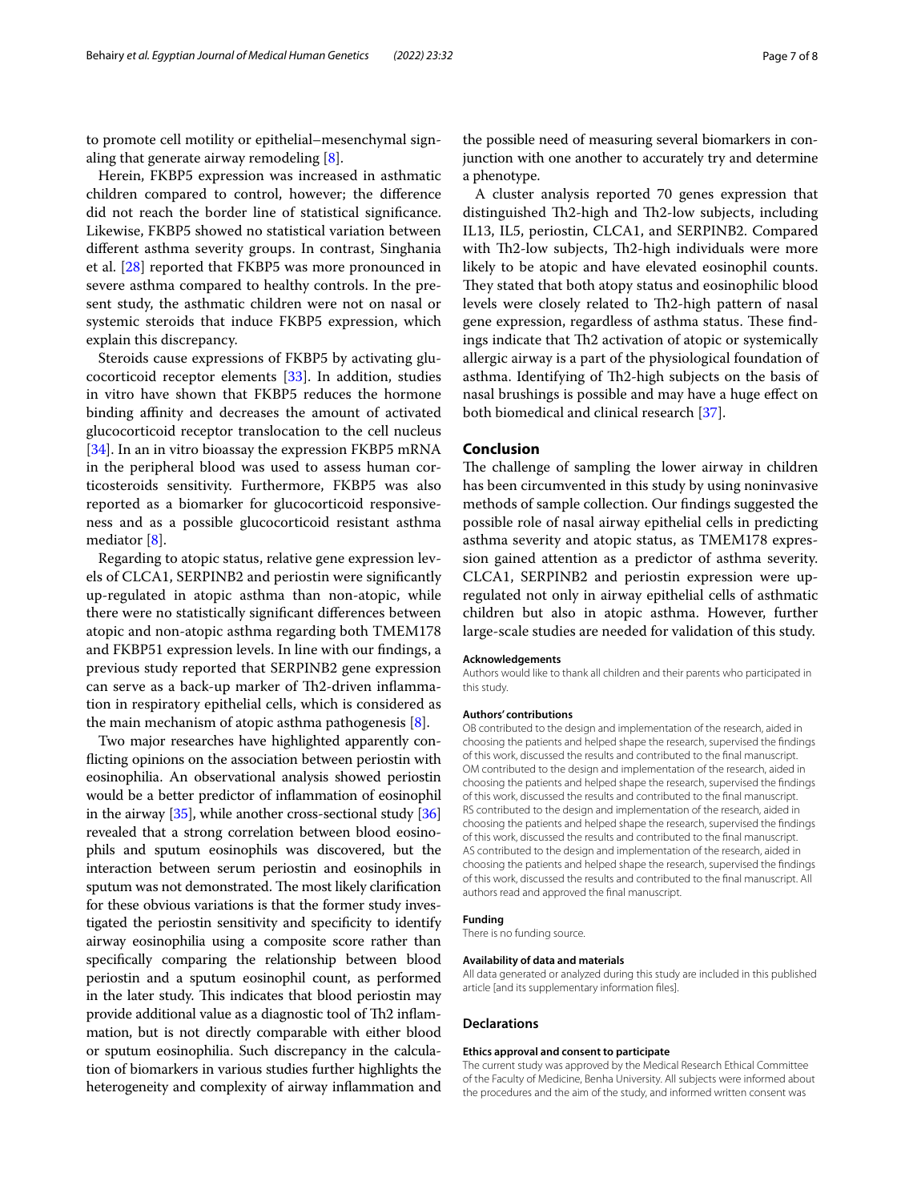to promote cell motility or epithelial–mesenchymal signaling that generate airway remodeling [8].

Herein, FKBP5 expression was increased in asthmatic children compared to control, however; the difference did not reach the border line of statistical significance. Likewise, FKBP5 showed no statistical variation between different asthma severity groups. In contrast, Singhania et al. [28] reported that FKBP5 was more pronounced in severe asthma compared to healthy controls. In the present study, the asthmatic children were not on nasal or systemic steroids that induce FKBP5 expression, which explain this discrepancy.

Steroids cause expressions of FKBP5 by activating glucocorticoid receptor elements [33]. In addition, studies in vitro have shown that FKBP5 reduces the hormone binding affinity and decreases the amount of activated glucocorticoid receptor translocation to the cell nucleus [34]. In an in vitro bioassay the expression FKBP5 mRNA in the peripheral blood was used to assess human corticosteroids sensitivity. Furthermore, FKBP5 was also reported as a biomarker for glucocorticoid responsiveness and as a possible glucocorticoid resistant asthma mediator [8].

Regarding to atopic status, relative gene expression levels of CLCA1, SERPINB2 and periostin were significantly up-regulated in atopic asthma than non-atopic, while there were no statistically significant differences between atopic and non-atopic asthma regarding both TMEM178 and FKBP51 expression levels. In line with our findings, a previous study reported that SERPINB2 gene expression can serve as a back-up marker of Th2-driven inflammation in respiratory epithelial cells, which is considered as the main mechanism of atopic asthma pathogenesis [8].

Two major researches have highlighted apparently conflicting opinions on the association between periostin with eosinophilia. An observational analysis showed periostin would be a better predictor of inflammation of eosinophil in the airway [35], while another cross-sectional study [36] revealed that a strong correlation between blood eosinophils and sputum eosinophils was discovered, but the interaction between serum periostin and eosinophils in sputum was not demonstrated. The most likely clarification for these obvious variations is that the former study investigated the periostin sensitivity and specificity to identify airway eosinophilia using a composite score rather than specifically comparing the relationship between blood periostin and a sputum eosinophil count, as performed in the later study. This indicates that blood periostin may provide additional value as a diagnostic tool of Th2 inflammation, but is not directly comparable with either blood or sputum eosinophilia. Such discrepancy in the calculation of biomarkers in various studies further highlights the heterogeneity and complexity of airway inflammation and the possible need of measuring several biomarkers in conjunction with one another to accurately try and determine a phenotype.

A cluster analysis reported 70 genes expression that distinguished Th2-high and Th2-low subjects, including IL13, IL5, periostin, CLCA1, and SERPINB2. Compared with Th2-low subjects, Th2-high individuals were more likely to be atopic and have elevated eosinophil counts. They stated that both atopy status and eosinophilic blood levels were closely related to Th2-high pattern of nasal gene expression, regardless of asthma status. These findings indicate that Th2 activation of atopic or systemically allergic airway is a part of the physiological foundation of asthma. Identifying of Th2-high subjects on the basis of nasal brushings is possible and may have a huge effect on both biomedical and clinical research [37].

## Conclusion

The challenge of sampling the lower airway in children has been circumvented in this study by using noninvasive methods of sample collection. Our findings suggested the possible role of nasal airway epithelial cells in predicting asthma severity and atopic status, as TMEM178 expression gained attention as a predictor of asthma severity. CLCA1, SERPINB2 and periostin expression were upregulated not only in airway epithelial cells of asthmatic children but also in atopic asthma. However, further large-scale studies are needed for validation of this study.

#### Acknowledgements

Authors would like to thank all children and their parents who participated in this study.

#### Authors' contributions

OB contributed to the design and implementation of the research, aided in choosing the patients and helped shape the research, supervised the findings of this work, discussed the results and contributed to the final manuscript. OM contributed to the design and implementation of the research, aided in choosing the patients and helped shape the research, supervised the findings of this work, discussed the results and contributed to the final manuscript. RS contributed to the design and implementation of the research, aided in choosing the patients and helped shape the research, supervised the findings of this work, discussed the results and contributed to the final manuscript. AS contributed to the design and implementation of the research, aided in choosing the patients and helped shape the research, supervised the findings of this work, discussed the results and contributed to the final manuscript. All authors read and approved the final manuscript.

#### Funding

There is no funding source.

#### Availability of data and materials

All data generated or analyzed during this study are included in this published article [and its supplementary information files].

## Declarations

#### Ethics approval and consent to participate

The current study was approved by the Medical Research Ethical Committee of the Faculty of Medicine, Benha University. All subjects were informed about the procedures and the aim of the study, and informed written consent was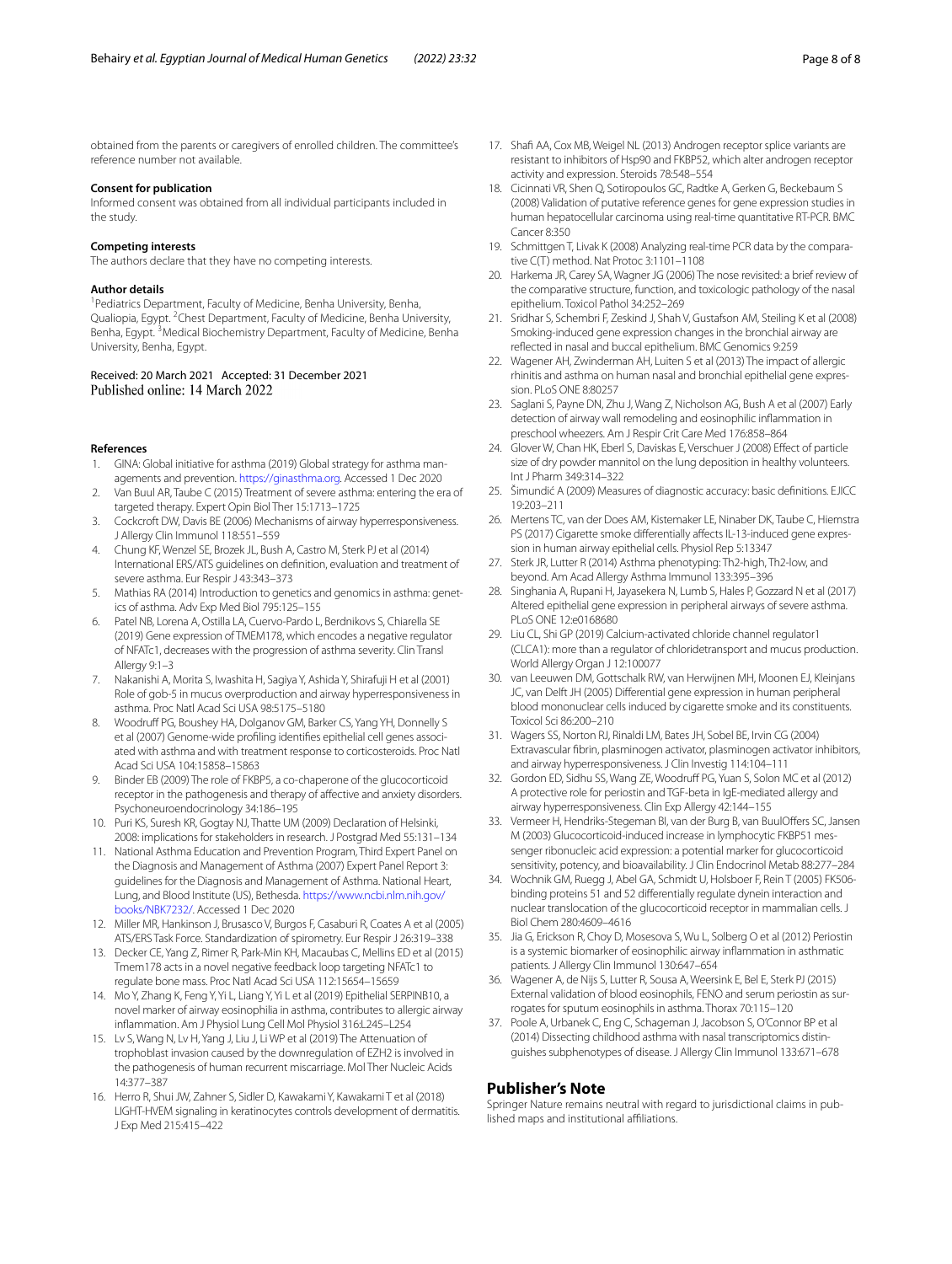obtained from the parents or caregivers of enrolled children. The committee's reference number not available.

### Consent for publication

Informed consent was obtained from all individual participants included in the study.

### Competing interests

The authors declare that they have no competing interests.

### Author details

[1]Pediatrics Department, Faculty of Medicine, Benha University, Benha, Qualiopia, Egypt. [2]Chest Department, Faculty of Medicine, Benha University, Benha, Egypt. [3]Medical Biochemistry Department, Faculty of Medicine, Benha University, Benha, Egypt.

Received: 20 March 2021 Accepted: 31 December 2021
Published online: 14 March 2022

### References

1. GINA: Global initiative for asthma (2019) Global strategy for asthma managements and prevention. https://ginasthma.org. Accessed 1 Dec 2020
2. Van Buul AR, Taube C (2015) Treatment of severe asthma: entering the era of targeted therapy. Expert Opin Biol Ther 15:1713–1725
3. Cockcroft DW, Davis BE (2006) Mechanisms of airway hyperresponsiveness. J Allergy Clin Immunol 118:551–559
4. Chung KF, Wenzel SE, Brozek JL, Bush A, Castro M, Sterk PJ et al (2014) International ERS/ATS guidelines on definition, evaluation and treatment of severe asthma. Eur Respir J 43:343–373
5. Mathias RA (2014) Introduction to genetics and genomics in asthma: genetics of asthma. Adv Exp Med Biol 795:125–155
6. Patel NB, Lorena A, Ostilla LA, Cuervo-Pardo L, Berdnikovs S, Chiarella SE (2019) Gene expression of TMEM178, which encodes a negative regulator of NFATc1, decreases with the progression of asthma severity. Clin Transl Allergy 9:1–3
7. Nakanishi A, Morita S, Iwashita H, Sagiya Y, Ashida Y, Shirafuji H et al (2001) Role of gob-5 in mucus overproduction and airway hyperresponsiveness in asthma. Proc Natl Acad Sci USA 98:5175–5180
8. Woodruff PG, Boushey HA, Dolganov GM, Barker CS, Yang YH, Donnelly S et al (2007) Genome-wide profiling identifies epithelial cell genes associated with asthma and with treatment response to corticosteroids. Proc Natl Acad Sci USA 104:15858–15863
9. Binder EB (2009) The role of FKBP5, a co-chaperone of the glucocorticoid receptor in the pathogenesis and therapy of affective and anxiety disorders. Psychoneuroendocrinology 34:186–195
10. Puri KS, Suresh KR, Gogtay NJ, Thatte UM (2009) Declaration of Helsinki, 2008: implications for stakeholders in research. J Postgrad Med 55:131–134
11. National Asthma Education and Prevention Program, Third Expert Panel on the Diagnosis and Management of Asthma (2007) Expert Panel Report 3: guidelines for the Diagnosis and Management of Asthma. National Heart, Lung, and Blood Institute (US), Bethesda. https://www.ncbi.nlm.nih.gov/books/NBK7232/. Accessed 1 Dec 2020
12. Miller MR, Hankinson J, Brusasco V, Burgos F, Casaburi R, Coates A et al (2005) ATS/ERS Task Force. Standardization of spirometry. Eur Respir J 26:319–338
13. Decker CE, Yang Z, Rimer R, Park-Min KH, Macaubas C, Mellins ED et al (2015) Tmem178 acts in a novel negative feedback loop targeting NFATc1 to regulate bone mass. Proc Natl Acad Sci USA 112:15654–15659
14. Mo Y, Zhang K, Feng Y, Yi L, Liang Y, Yi L et al (2019) Epithelial SERPINB10, a novel marker of airway eosinophilia in asthma, contributes to allergic airway inflammation. Am J Physiol Lung Cell Mol Physiol 316:L245–L254
15. Lv S, Wang N, Lv H, Yang J, Liu J, Li WP et al (2019) The Attenuation of trophoblast invasion caused by the downregulation of EZH2 is involved in the pathogenesis of human recurrent miscarriage. Mol Ther Nucleic Acids 14:377–387
16. Herro R, Shui JW, Zahner S, Sidler D, Kawakami Y, Kawakami T et al (2018) LIGHT-HVEM signaling in keratinocytes controls development of dermatitis. J Exp Med 215:415–422
17. Shafi AA, Cox MB, Weigel NL (2013) Androgen receptor splice variants are resistant to inhibitors of Hsp90 and FKBP52, which alter androgen receptor activity and expression. Steroids 78:548–554
18. Cicinnati VR, Shen Q, Sotiropoulos GC, Radtke A, Gerken G, Beckebaum S (2008) Validation of putative reference genes for gene expression studies in human hepatocellular carcinoma using real-time quantitative RT-PCR. BMC Cancer 8:350
19. Schmittgen T, Livak K (2008) Analyzing real-time PCR data by the comparative C(T) method. Nat Protoc 3:1101–1108
20. Harkema JR, Carey SA, Wagner JG (2006) The nose revisited: a brief review of the comparative structure, function, and toxicologic pathology of the nasal epithelium. Toxicol Pathol 34:252–269
21. Sridhar S, Schembri F, Zeskind J, Shah V, Gustafson AM, Steiling K et al (2008) Smoking-induced gene expression changes in the bronchial airway are reflected in nasal and buccal epithelium. BMC Genomics 9:259
22. Wagener AH, Zwinderman AH, Luiten S et al (2013) The impact of allergic rhinitis and asthma on human nasal and bronchial epithelial gene expression. PLoS ONE 8:80257
23. Saglani S, Payne DN, Zhu J, Wang Z, Nicholson AG, Bush A et al (2007) Early detection of airway wall remodeling and eosinophilic inflammation in preschool wheezers. Am J Respir Crit Care Med 176:858–864
24. Glover W, Chan HK, Eberl S, Daviskas E, Verschuer J (2008) Effect of particle size of dry powder mannitol on the lung deposition in healthy volunteers. Int J Pharm 349:314–322
25. Šimundić A (2009) Measures of diagnostic accuracy: basic definitions. EJIFCC 19:203–211
26. Mertens TC, van der Does AM, Kistemaker LE, Ninaber DK, Taube C, Hiemstra PS (2017) Cigarette smoke differentially affects IL-13-induced gene expression in human airway epithelial cells. Physiol Rep 5:13347
27. Sterk JR, Lutter R (2014) Asthma phenotyping: Th2-high, Th2-low, and beyond. Am Acad Allergy Asthma Immunol 133:395–396
28. Singhania A, Rupani H, Jayasekera N, Lumb S, Hales P, Gozzard N et al (2017) Altered epithelial gene expression in peripheral airways of severe asthma. PLoS ONE 12:e0168680
29. Liu CL, Shi GP (2019) Calcium-activated chloride channel regulator1 (CLCA1): more than a regulator of chloridetransport and mucus production. World Allergy Organ J 12:100077
30. van Leeuwen DM, Gottschalk RW, van Herwijnen MH, Moonen EJ, Kleinjans JC, van Delft JH (2005) Differential gene expression in human peripheral blood mononuclear cells induced by cigarette smoke and its constituents. Toxicol Sci 86:200–210
31. Wagers SS, Norton RJ, Rinaldi LM, Bates JH, Sobel BE, Irvin CG (2004) Extravascular fibrin, plasminogen activator, plasminogen activator inhibitors, and airway hyperresponsiveness. J Clin Investig 114:104–111
32. Gordon ED, Sidhu SS, Wang ZE, Woodruff PG, Yuan S, Solon MC et al (2012) A protective role for periostin and TGF-beta in IgE-mediated allergy and airway hyperresponsiveness. Clin Exp Allergy 42:144–155
33. Vermeer H, Hendriks-Stegeman BI, van der Burg B, van BuulOffers SC, Jansen M (2003) Glucocorticoid-induced increase in lymphocytic FKBP51 messenger ribonucleic acid expression: a potential marker for glucocorticoid sensitivity, potency, and bioavailability. J Clin Endocrinol Metab 88:277–284
34. Wochnik GM, Ruegg J, Abel GA, Schmidt U, Holsboer F, Rein T (2005) FK506-binding proteins 51 and 52 differentially regulate dynein interaction and nuclear translocation of the glucocorticoid receptor in mammalian cells. J Biol Chem 280:4609–4616
35. Jia G, Erickson R, Choy D, Mosesova S, Wu L, Solberg O et al (2012) Periostin is a systemic biomarker of eosinophilic airway inflammation in asthmatic patients. J Allergy Clin Immunol 130:647–654
36. Wagener A, de Nijs S, Lutter R, Sousa A, Weersink E, Bel E, Sterk PJ (2015) External validation of blood eosinophils, FENO and serum periostin as surrogates for sputum eosinophils in asthma. Thorax 70:115–120
37. Poole A, Urbanek C, Eng C, Schageman J, Jacobson S, O'Connor BP et al (2014) Dissecting childhood asthma with nasal transcriptomics distinguishes subphenotypes of disease. J Allergy Clin Immunol 133:671–678

## Publisher's Note

Springer Nature remains neutral with regard to jurisdictional claims in published maps and institutional affiliations.